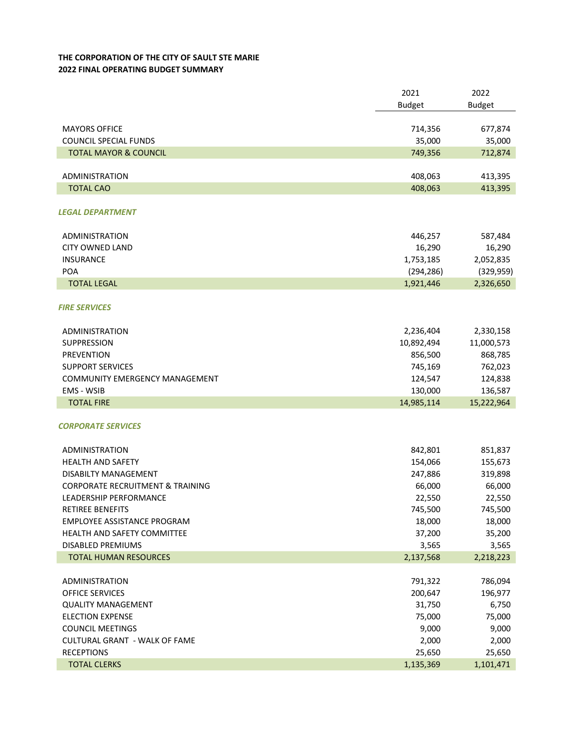**THE CORPORATION OF THE CITY OF SAULT STE MARIE**
**2022 FINAL OPERATING BUDGET SUMMARY**

| | 2021 Budget | 2022 Budget |
|---|---|---|
| MAYORS OFFICE | 714,356 | 677,874 |
| COUNCIL SPECIAL FUNDS | 35,000 | 35,000 |
| TOTAL MAYOR & COUNCIL | 749,356 | 712,874 |
| | | |
| ADMINISTRATION | 408,063 | 413,395 |
| TOTAL CAO | 408,063 | 413,395 |
| | | |
| ***LEGAL DEPARTMENT*** | | |
| ADMINISTRATION | 446,257 | 587,484 |
| CITY OWNED LAND | 16,290 | 16,290 |
| INSURANCE | 1,753,185 | 2,052,835 |
| POA | (294,286) | (329,959) |
| TOTAL LEGAL | 1,921,446 | 2,326,650 |
| | | |
| ***FIRE SERVICES*** | | |
| ADMINISTRATION | 2,236,404 | 2,330,158 |
| SUPPRESSION | 10,892,494 | 11,000,573 |
| PREVENTION | 856,500 | 868,785 |
| SUPPORT SERVICES | 745,169 | 762,023 |
| COMMUNITY EMERGENCY MANAGEMENT | 124,547 | 124,838 |
| EMS - WSIB | 130,000 | 136,587 |
| TOTAL FIRE | 14,985,114 | 15,222,964 |
| | | |
| ***CORPORATE SERVICES*** | | |
| ADMINISTRATION | 842,801 | 851,837 |
| HEALTH AND SAFETY | 154,066 | 155,673 |
| DISABILTY MANAGEMENT | 247,886 | 319,898 |
| CORPORATE RECRUITMENT & TRAINING | 66,000 | 66,000 |
| LEADERSHIP PERFORMANCE | 22,550 | 22,550 |
| RETIREE BENEFITS | 745,500 | 745,500 |
| EMPLOYEE ASSISTANCE PROGRAM | 18,000 | 18,000 |
| HEALTH AND SAFETY COMMITTEE | 37,200 | 35,200 |
| DISABLED PREMIUMS | 3,565 | 3,565 |
| TOTAL HUMAN RESOURCES | 2,137,568 | 2,218,223 |
| | | |
| ADMINISTRATION | 791,322 | 786,094 |
| OFFICE SERVICES | 200,647 | 196,977 |
| QUALITY MANAGEMENT | 31,750 | 6,750 |
| ELECTION EXPENSE | 75,000 | 75,000 |
| COUNCIL MEETINGS | 9,000 | 9,000 |
| CULTURAL GRANT - WALK OF FAME | 2,000 | 2,000 |
| RECEPTIONS | 25,650 | 25,650 |
| TOTAL CLERKS | 1,135,369 | 1,101,471 |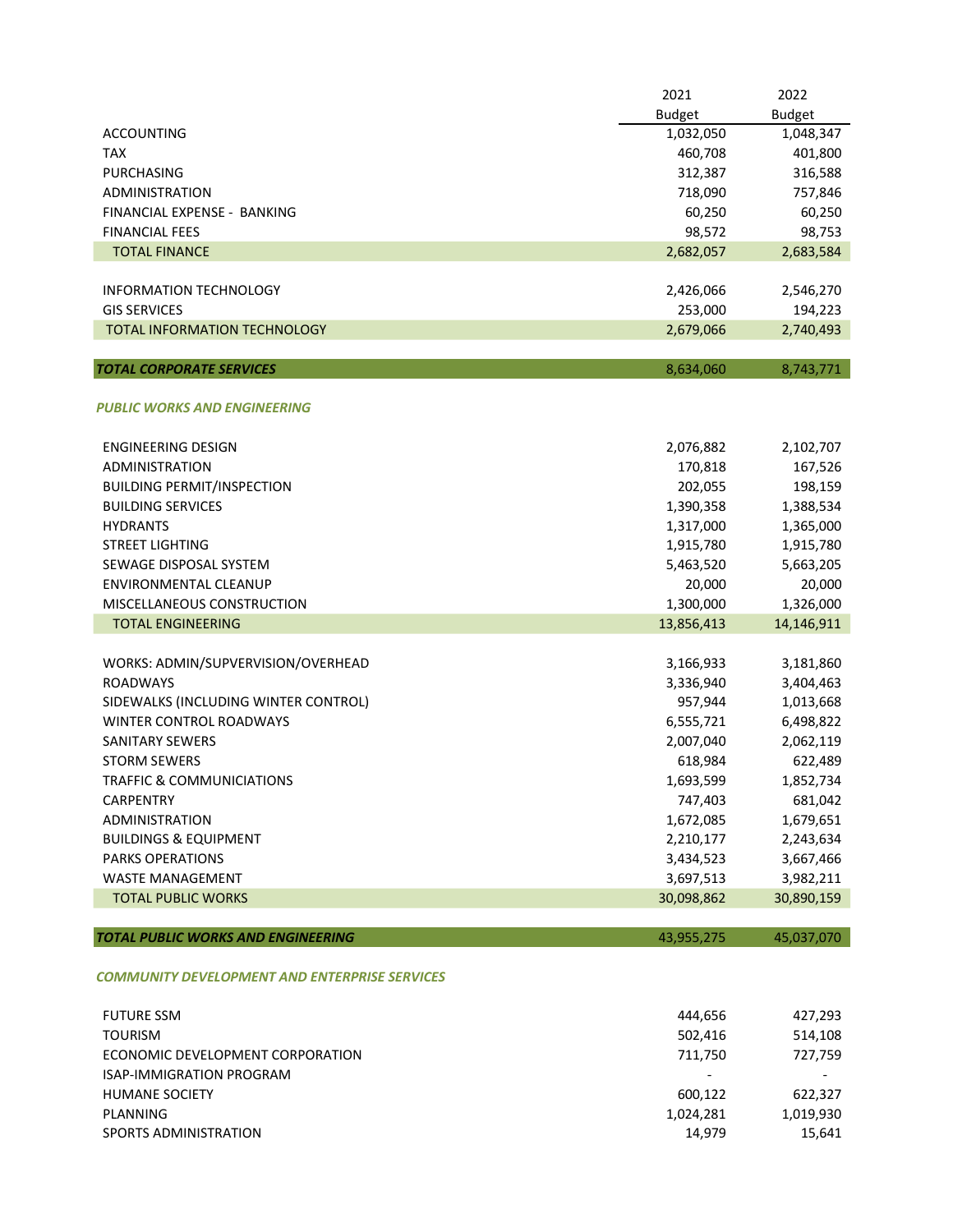| | 2021 Budget | 2022 Budget |
|---|---|---|
| ACCOUNTING | 1,032,050 | 1,048,347 |
| TAX | 460,708 | 401,800 |
| PURCHASING | 312,387 | 316,588 |
| ADMINISTRATION | 718,090 | 757,846 |
| FINANCIAL EXPENSE - BANKING | 60,250 | 60,250 |
| FINANCIAL FEES | 98,572 | 98,753 |
| TOTAL FINANCE | 2,682,057 | 2,683,584 |
| | | |
| INFORMATION TECHNOLOGY | 2,426,066 | 2,546,270 |
| GIS SERVICES | 253,000 | 194,223 |
| TOTAL INFORMATION TECHNOLOGY | 2,679,066 | 2,740,493 |
| | | |
| ***TOTAL CORPORATE SERVICES*** | 8,634,060 | 8,743,771 |
| | | |
| ***PUBLIC WORKS AND ENGINEERING*** | | |
| | | |
| ENGINEERING DESIGN | 2,076,882 | 2,102,707 |
| ADMINISTRATION | 170,818 | 167,526 |
| BUILDING PERMIT/INSPECTION | 202,055 | 198,159 |
| BUILDING SERVICES | 1,390,358 | 1,388,534 |
| HYDRANTS | 1,317,000 | 1,365,000 |
| STREET LIGHTING | 1,915,780 | 1,915,780 |
| SEWAGE DISPOSAL SYSTEM | 5,463,520 | 5,663,205 |
| ENVIRONMENTAL CLEANUP | 20,000 | 20,000 |
| MISCELLANEOUS CONSTRUCTION | 1,300,000 | 1,326,000 |
| TOTAL ENGINEERING | 13,856,413 | 14,146,911 |
| | | |
| WORKS: ADMIN/SUPVERVISION/OVERHEAD | 3,166,933 | 3,181,860 |
| ROADWAYS | 3,336,940 | 3,404,463 |
| SIDEWALKS (INCLUDING WINTER CONTROL) | 957,944 | 1,013,668 |
| WINTER CONTROL ROADWAYS | 6,555,721 | 6,498,822 |
| SANITARY SEWERS | 2,007,040 | 2,062,119 |
| STORM SEWERS | 618,984 | 622,489 |
| TRAFFIC & COMMUNICIATIONS | 1,693,599 | 1,852,734 |
| CARPENTRY | 747,403 | 681,042 |
| ADMINISTRATION | 1,672,085 | 1,679,651 |
| BUILDINGS & EQUIPMENT | 2,210,177 | 2,243,634 |
| PARKS OPERATIONS | 3,434,523 | 3,667,466 |
| WASTE MANAGEMENT | 3,697,513 | 3,982,211 |
| TOTAL PUBLIC WORKS | 30,098,862 | 30,890,159 |
| | | |
| ***TOTAL PUBLIC WORKS AND ENGINEERING*** | 43,955,275 | 45,037,070 |
| | | |
| ***COMMUNITY DEVELOPMENT AND ENTERPRISE SERVICES*** | | |
| | | |
| FUTURE SSM | 444,656 | 427,293 |
| TOURISM | 502,416 | 514,108 |
| ECONOMIC DEVELOPMENT CORPORATION | 711,750 | 727,759 |
| ISAP-IMMIGRATION PROGRAM | - | - |
| HUMANE SOCIETY | 600,122 | 622,327 |
| PLANNING | 1,024,281 | 1,019,930 |
| SPORTS ADMINISTRATION | 14,979 | 15,641 |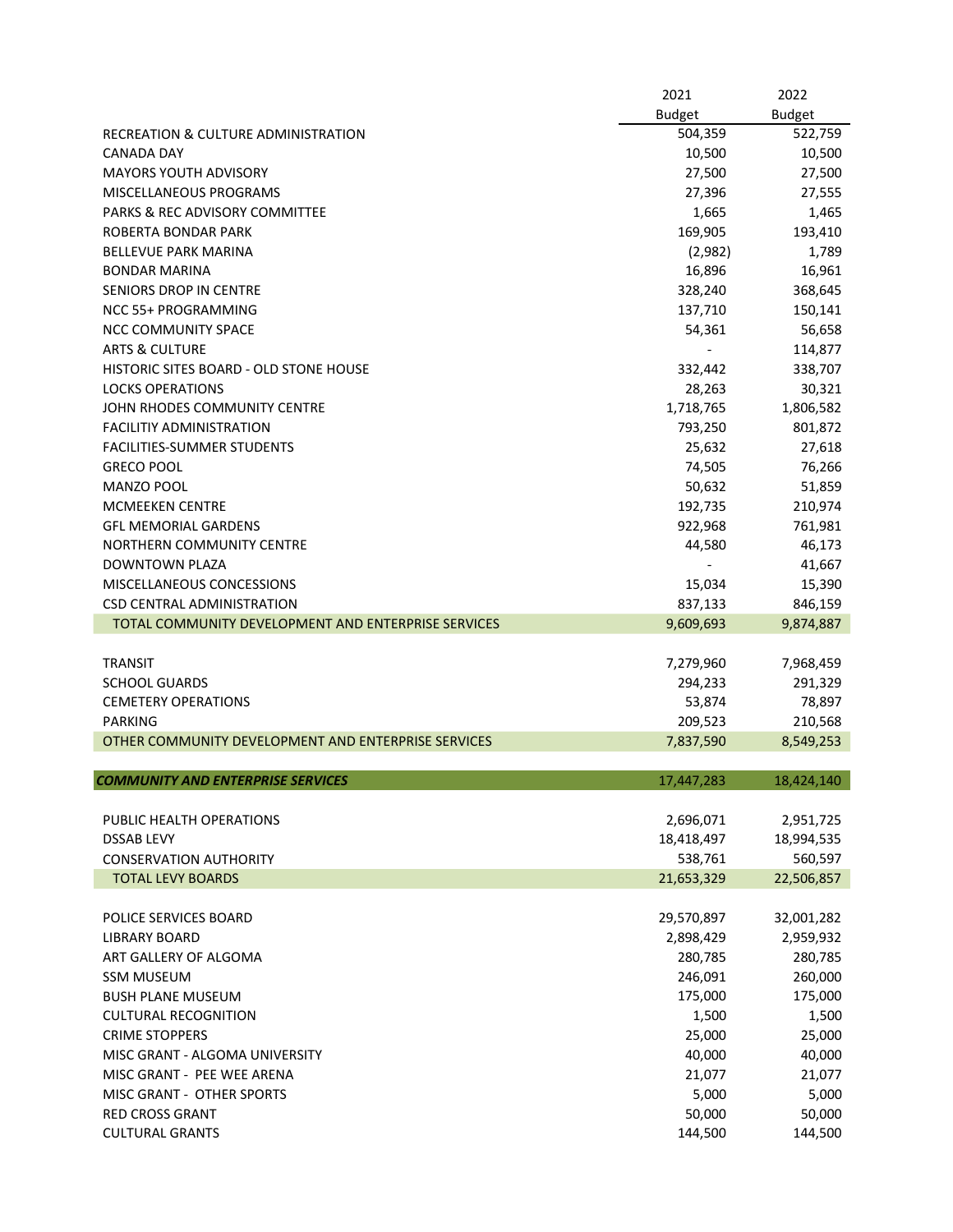| | 2021 Budget | 2022 Budget |
|---|---|---|
| RECREATION & CULTURE ADMINISTRATION | 504,359 | 522,759 |
| CANADA DAY | 10,500 | 10,500 |
| MAYORS YOUTH ADVISORY | 27,500 | 27,500 |
| MISCELLANEOUS PROGRAMS | 27,396 | 27,555 |
| PARKS & REC ADVISORY COMMITTEE | 1,665 | 1,465 |
| ROBERTA BONDAR PARK | 169,905 | 193,410 |
| BELLEVUE PARK MARINA | (2,982) | 1,789 |
| BONDAR MARINA | 16,896 | 16,961 |
| SENIORS DROP IN CENTRE | 328,240 | 368,645 |
| NCC 55+ PROGRAMMING | 137,710 | 150,141 |
| NCC COMMUNITY SPACE | 54,361 | 56,658 |
| ARTS & CULTURE | - | 114,877 |
| HISTORIC SITES BOARD - OLD STONE HOUSE | 332,442 | 338,707 |
| LOCKS OPERATIONS | 28,263 | 30,321 |
| JOHN RHODES COMMUNITY CENTRE | 1,718,765 | 1,806,582 |
| FACILITIY ADMINISTRATION | 793,250 | 801,872 |
| FACILITIES-SUMMER STUDENTS | 25,632 | 27,618 |
| GRECO POOL | 74,505 | 76,266 |
| MANZO POOL | 50,632 | 51,859 |
| MCMEEKEN CENTRE | 192,735 | 210,974 |
| GFL MEMORIAL GARDENS | 922,968 | 761,981 |
| NORTHERN COMMUNITY CENTRE | 44,580 | 46,173 |
| DOWNTOWN PLAZA | - | 41,667 |
| MISCELLANEOUS CONCESSIONS | 15,034 | 15,390 |
| CSD CENTRAL ADMINISTRATION | 837,133 | 846,159 |
| TOTAL COMMUNITY DEVELOPMENT AND ENTERPRISE SERVICES | 9,609,693 | 9,874,887 |
| | | |
| TRANSIT | 7,279,960 | 7,968,459 |
| SCHOOL GUARDS | 294,233 | 291,329 |
| CEMETERY OPERATIONS | 53,874 | 78,897 |
| PARKING | 209,523 | 210,568 |
| OTHER COMMUNITY DEVELOPMENT AND ENTERPRISE SERVICES | 7,837,590 | 8,549,253 |
| | | |
| ***COMMUNITY AND ENTERPRISE SERVICES*** | 17,447,283 | 18,424,140 |
| | | |
| PUBLIC HEALTH OPERATIONS | 2,696,071 | 2,951,725 |
| DSSAB LEVY | 18,418,497 | 18,994,535 |
| CONSERVATION AUTHORITY | 538,761 | 560,597 |
| TOTAL LEVY BOARDS | 21,653,329 | 22,506,857 |
| | | |
| POLICE SERVICES BOARD | 29,570,897 | 32,001,282 |
| LIBRARY BOARD | 2,898,429 | 2,959,932 |
| ART GALLERY OF ALGOMA | 280,785 | 280,785 |
| SSM MUSEUM | 246,091 | 260,000 |
| BUSH PLANE MUSEUM | 175,000 | 175,000 |
| CULTURAL RECOGNITION | 1,500 | 1,500 |
| CRIME STOPPERS | 25,000 | 25,000 |
| MISC GRANT - ALGOMA UNIVERSITY | 40,000 | 40,000 |
| MISC GRANT - PEE WEE ARENA | 21,077 | 21,077 |
| MISC GRANT - OTHER SPORTS | 5,000 | 5,000 |
| RED CROSS GRANT | 50,000 | 50,000 |
| CULTURAL GRANTS | 144,500 | 144,500 |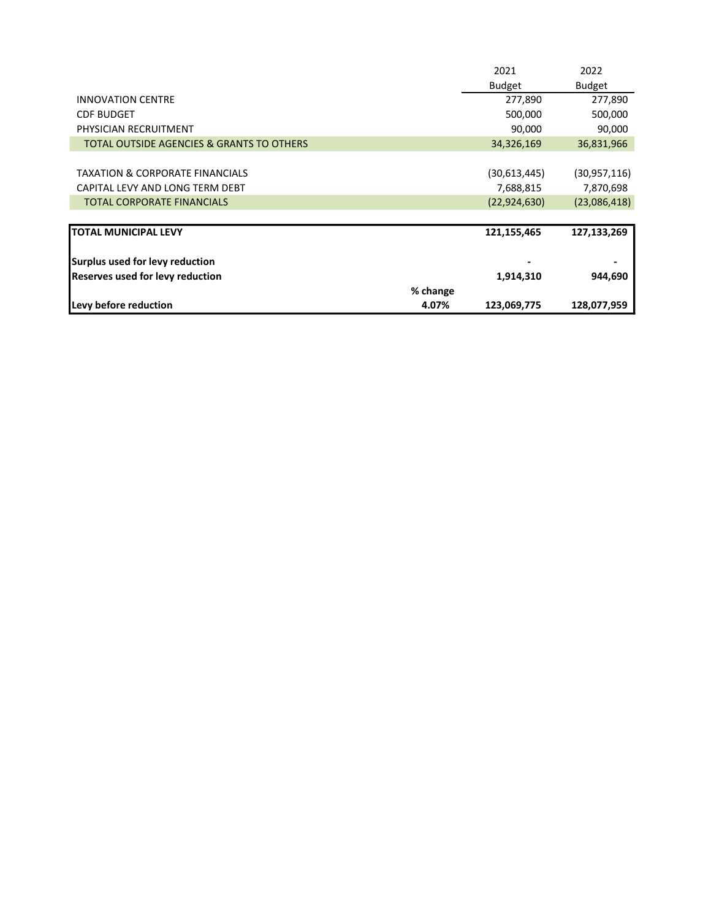| | | 2021 Budget | 2022 Budget |
|---|---|---|---|
| INNOVATION CENTRE | | 277,890 | 277,890 |
| CDF BUDGET | | 500,000 | 500,000 |
| PHYSICIAN RECRUITMENT | | 90,000 | 90,000 |
| TOTAL OUTSIDE AGENCIES & GRANTS TO OTHERS | | 34,326,169 | 36,831,966 |
| | | | |
| TAXATION & CORPORATE FINANCIALS | | (30,613,445) | (30,957,116) |
| CAPITAL LEVY AND LONG TERM DEBT | | 7,688,815 | 7,870,698 |
| TOTAL CORPORATE FINANCIALS | | (22,924,630) | (23,086,418) |
| | | | |
| **TOTAL MUNICIPAL LEVY** | | **121,155,465** | **127,133,269** |
| | | | |
| **Surplus used for levy reduction** | | **-** | **-** |
| **Reserves used for levy reduction** | | **1,914,310** | **944,690** |
| | **% change** | | |
| **Levy before reduction** | **4.07%** | **123,069,775** | **128,077,959** |